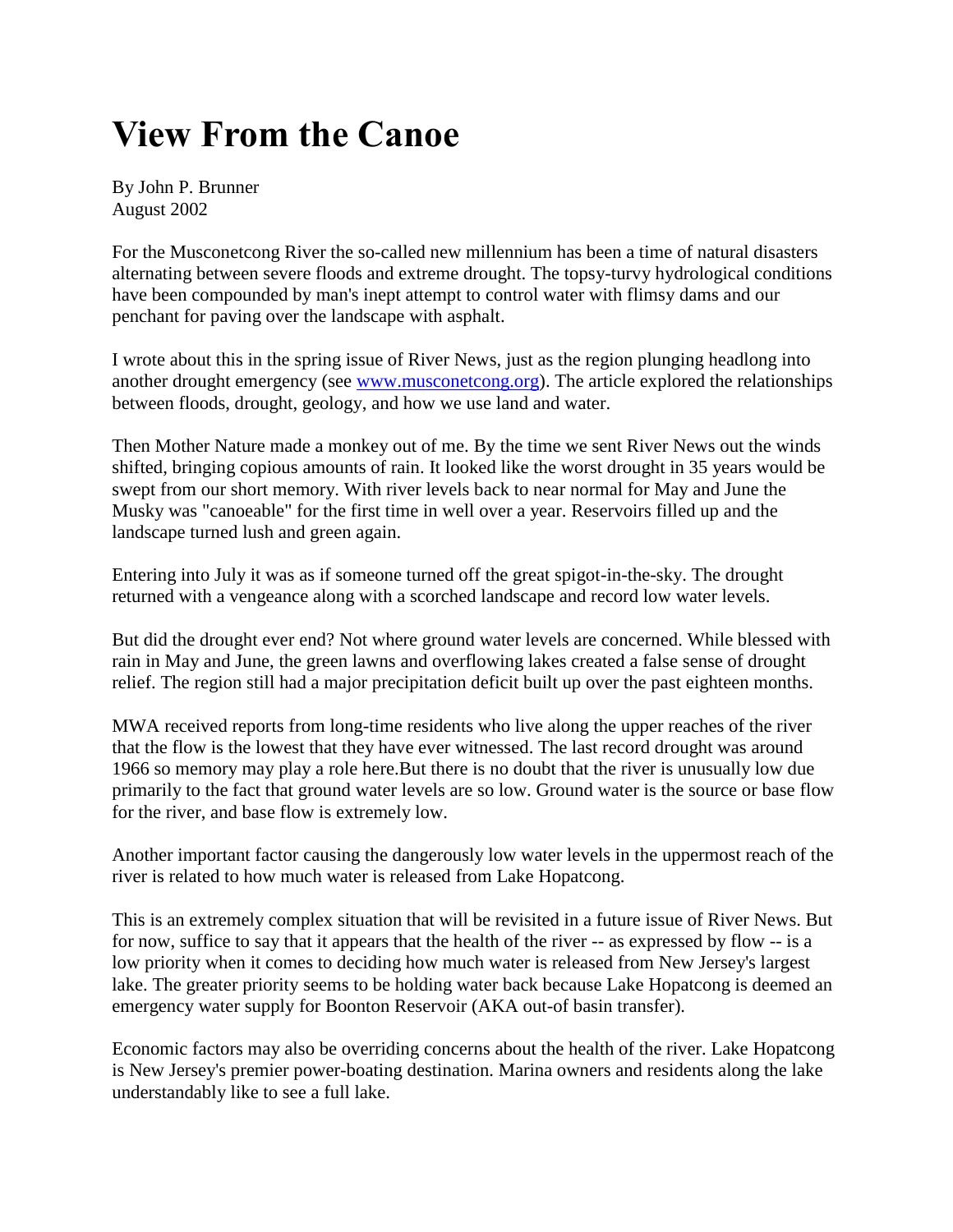# View From the Canoe

By John P. Brunner
August 2002

For the Musconetcong River the so-called new millennium has been a time of natural disasters alternating between severe floods and extreme drought. The topsy-turvy hydrological conditions have been compounded by man's inept attempt to control water with flimsy dams and our penchant for paving over the landscape with asphalt.

I wrote about this in the spring issue of River News, just as the region plunging headlong into another drought emergency (see [www.musconetcong.org](www.musconetcong.org)). The article explored the relationships between floods, drought, geology, and how we use land and water.

Then Mother Nature made a monkey out of me. By the time we sent River News out the winds shifted, bringing copious amounts of rain. It looked like the worst drought in 35 years would be swept from our short memory. With river levels back to near normal for May and June the Musky was "canoeable" for the first time in well over a year. Reservoirs filled up and the landscape turned lush and green again.

Entering into July it was as if someone turned off the great spigot-in-the-sky. The drought returned with a vengeance along with a scorched landscape and record low water levels.

But did the drought ever end? Not where ground water levels are concerned. While blessed with rain in May and June, the green lawns and overflowing lakes created a false sense of drought relief. The region still had a major precipitation deficit built up over the past eighteen months.

MWA received reports from long-time residents who live along the upper reaches of the river that the flow is the lowest that they have ever witnessed. The last record drought was around 1966 so memory may play a role here.But there is no doubt that the river is unusually low due primarily to the fact that ground water levels are so low. Ground water is the source or base flow for the river, and base flow is extremely low.

Another important factor causing the dangerously low water levels in the uppermost reach of the river is related to how much water is released from Lake Hopatcong.

This is an extremely complex situation that will be revisited in a future issue of River News. But for now, suffice to say that it appears that the health of the river -- as expressed by flow -- is a low priority when it comes to deciding how much water is released from New Jersey's largest lake. The greater priority seems to be holding water back because Lake Hopatcong is deemed an emergency water supply for Boonton Reservoir (AKA out-of basin transfer).

Economic factors may also be overriding concerns about the health of the river. Lake Hopatcong is New Jersey's premier power-boating destination. Marina owners and residents along the lake understandably like to see a full lake.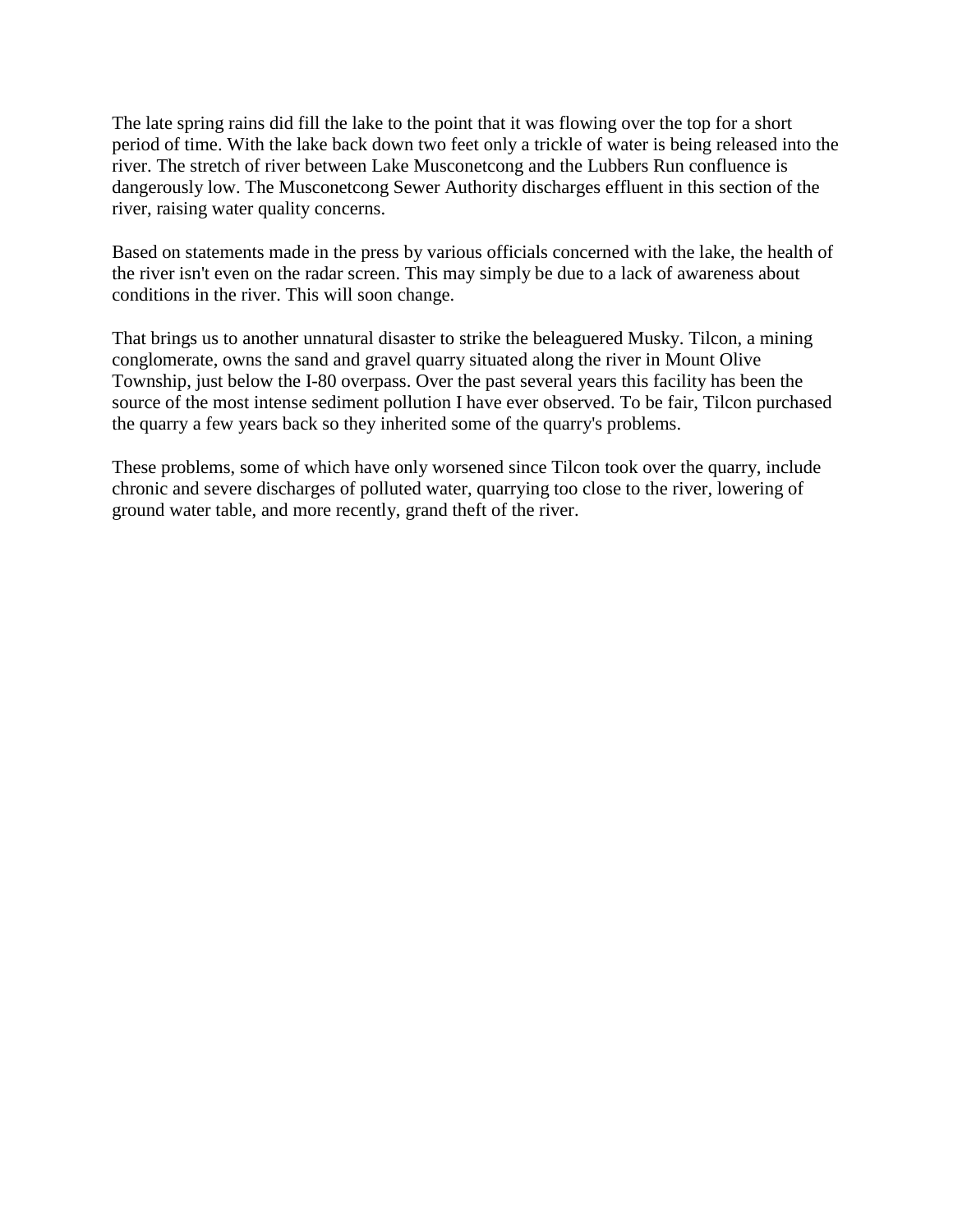The late spring rains did fill the lake to the point that it was flowing over the top for a short period of time. With the lake back down two feet only a trickle of water is being released into the river. The stretch of river between Lake Musconetcong and the Lubbers Run confluence is dangerously low. The Musconetcong Sewer Authority discharges effluent in this section of the river, raising water quality concerns.

Based on statements made in the press by various officials concerned with the lake, the health of the river isn't even on the radar screen. This may simply be due to a lack of awareness about conditions in the river. This will soon change.

That brings us to another unnatural disaster to strike the beleaguered Musky. Tilcon, a mining conglomerate, owns the sand and gravel quarry situated along the river in Mount Olive Township, just below the I-80 overpass. Over the past several years this facility has been the source of the most intense sediment pollution I have ever observed. To be fair, Tilcon purchased the quarry a few years back so they inherited some of the quarry's problems.

These problems, some of which have only worsened since Tilcon took over the quarry, include chronic and severe discharges of polluted water, quarrying too close to the river, lowering of ground water table, and more recently, grand theft of the river.